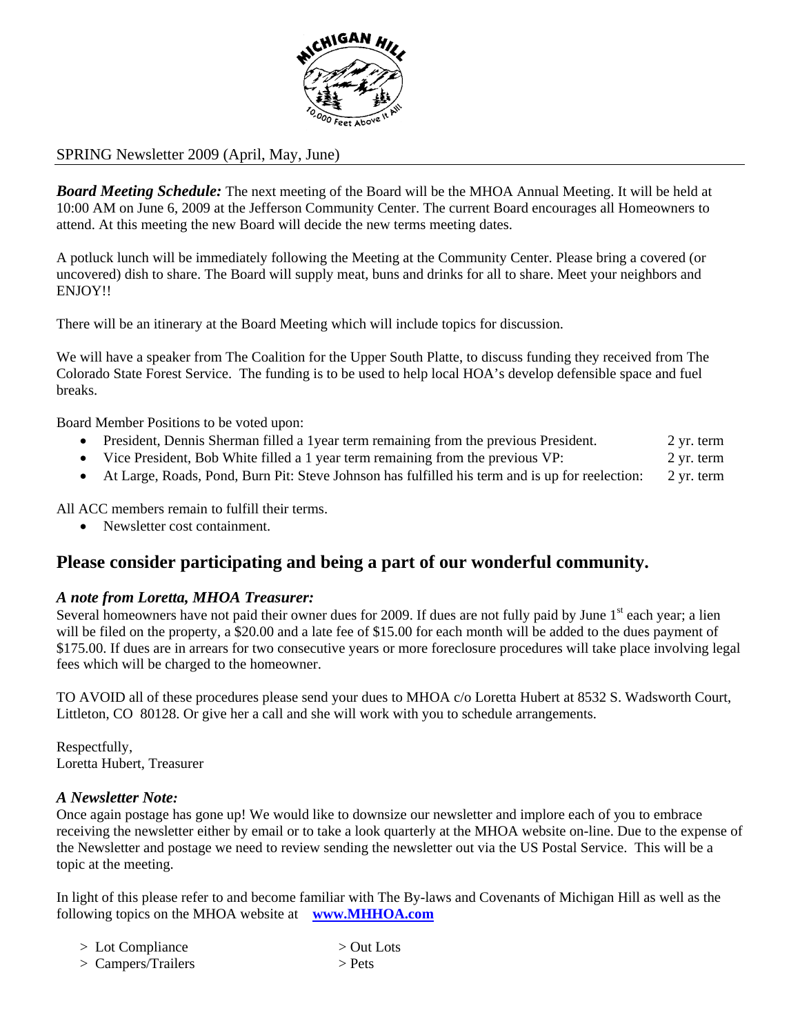SPRING Newsletter 2009 (April, May, June)

***Board Meeting Schedule:*** The next meeting of the Board will be the MHOA Annual Meeting. It will be held at 10:00 AM on June 6, 2009 at the Jefferson Community Center. The current Board encourages all Homeowners to attend. At this meeting the new Board will decide the new terms meeting dates.

A potluck lunch will be immediately following the Meeting at the Community Center. Please bring a covered (or uncovered) dish to share. The Board will supply meat, buns and drinks for all to share. Meet your neighbors and ENJOY!!

There will be an itinerary at the Board Meeting which will include topics for discussion.

We will have a speaker from The Coalition for the Upper South Platte, to discuss funding they received from The Colorado State Forest Service. The funding is to be used to help local HOA's develop defensible space and fuel breaks.

Board Member Positions to be voted upon:

- President, Dennis Sherman filled a 1year term remaining from the previous President. 2 yr. term
- Vice President, Bob White filled a 1 year term remaining from the previous VP: 2 yr. term
- At Large, Roads, Pond, Burn Pit: Steve Johnson has fulfilled his term and is up for reelection: 2 yr. term

All ACC members remain to fulfill their terms.

- Newsletter cost containment.

## Please consider participating and being a part of our wonderful community.

### *A note from Loretta, MHOA Treasurer:*

Several homeowners have not paid their owner dues for 2009. If dues are not fully paid by June 1st each year; a lien will be filed on the property, a $20.00 and a late fee of $15.00 for each month will be added to the dues payment of $175.00. If dues are in arrears for two consecutive years or more foreclosure procedures will take place involving legal fees which will be charged to the homeowner.

TO AVOID all of these procedures please send your dues to MHOA c/o Loretta Hubert at 8532 S. Wadsworth Court, Littleton, CO 80128. Or give her a call and she will work with you to schedule arrangements.

Respectfully,
Loretta Hubert, Treasurer

### *A Newsletter Note:*

Once again postage has gone up! We would like to downsize our newsletter and implore each of you to embrace receiving the newsletter either by email or to take a look quarterly at the MHOA website on-line. Due to the expense of the Newsletter and postage we need to review sending the newsletter out via the US Postal Service. This will be a topic at the meeting.

In light of this please refer to and become familiar with The By-laws and Covenants of Michigan Hill as well as the following topics on the MHOA website at **www.MHHOA.com**

> Lot Compliance
> Campers/Trailers
> Out Lots
> Pets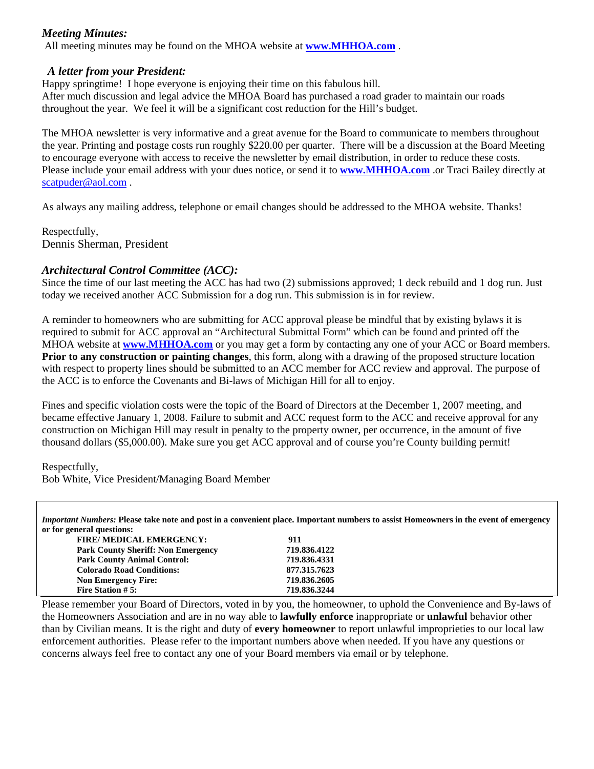### *Meeting Minutes:*

All meeting minutes may be found on the MHOA website at **www.MHHOA.com** .

### *A letter from your President:*

Happy springtime! I hope everyone is enjoying their time on this fabulous hill.
After much discussion and legal advice the MHOA Board has purchased a road grader to maintain our roads throughout the year. We feel it will be a significant cost reduction for the Hill's budget.

The MHOA newsletter is very informative and a great avenue for the Board to communicate to members throughout the year. Printing and postage costs run roughly $220.00 per quarter. There will be a discussion at the Board Meeting to encourage everyone with access to receive the newsletter by email distribution, in order to reduce these costs. Please include your email address with your dues notice, or send it to **www.MHHOA.com** .or Traci Bailey directly at scatpuder@aol.com .

As always any mailing address, telephone or email changes should be addressed to the MHOA website. Thanks!

Respectfully,
Dennis Sherman, President

### *Architectural Control Committee (ACC):*

Since the time of our last meeting the ACC has had two (2) submissions approved; 1 deck rebuild and 1 dog run. Just today we received another ACC Submission for a dog run. This submission is in for review.

A reminder to homeowners who are submitting for ACC approval please be mindful that by existing bylaws it is required to submit for ACC approval an "Architectural Submittal Form" which can be found and printed off the MHOA website at **www.MHHOA.com** or you may get a form by contacting any one of your ACC or Board members. **Prior to any construction or painting changes**, this form, along with a drawing of the proposed structure location with respect to property lines should be submitted to an ACC member for ACC review and approval. The purpose of the ACC is to enforce the Covenants and Bi-laws of Michigan Hill for all to enjoy.

Fines and specific violation costs were the topic of the Board of Directors at the December 1, 2007 meeting, and became effective January 1, 2008. Failure to submit and ACC request form to the ACC and receive approval for any construction on Michigan Hill may result in penalty to the property owner, per occurrence, in the amount of five thousand dollars ($5,000.00). Make sure you get ACC approval and of course you're County building permit!

Respectfully,
Bob White, Vice President/Managing Board Member

*Important Numbers:* **Please take note and post in a convenient place. Important numbers to assist Homeowners in the event of emergency or for general questions:**

| | |
|---|---|
| **FIRE/ MEDICAL EMERGENCY:** | **911** |
| **Park County Sheriff: Non Emergency** | **719.836.4122** |
| **Park County Animal Control:** | **719.836.4331** |
| **Colorado Road Conditions:** | **877.315.7623** |
| **Non Emergency Fire:** | **719.836.2605** |
| **Fire Station # 5:** | **719.836.3244** |

Please remember your Board of Directors, voted in by you, the homeowner, to uphold the Convenience and By-laws of the Homeowners Association and are in no way able to **lawfully enforce** inappropriate or **unlawful** behavior other than by Civilian means. It is the right and duty of **every homeowner** to report unlawful improprieties to our local law enforcement authorities. Please refer to the important numbers above when needed. If you have any questions or concerns always feel free to contact any one of your Board members via email or by telephone.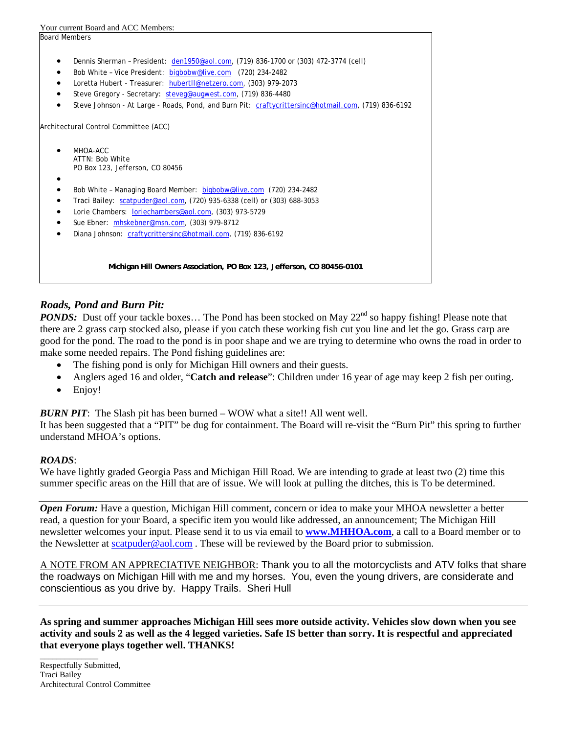Your current Board and ACC Members:

Board Members

- Dennis Sherman – President: den1950@aol.com, (719) 836-1700 or (303) 472-3774 (cell)
- Bob White – Vice President: bigbobw@live.com (720) 234-2482
- Loretta Hubert - Treasurer: hubertll@netzero.com, (303) 979-2073
- Steve Gregory - Secretary: steveg@augwest.com, (719) 836-4480
- Steve Johnson - At Large - Roads, Pond, and Burn Pit: craftycrittersinc@hotmail.com, (719) 836-6192

Architectural Control Committee (ACC)

- MHOA-ACC
  ATTN: Bob White
  PO Box 123, Jefferson, CO 80456
-
- Bob White – Managing Board Member: bigbobw@live.com (720) 234-2482
- Traci Bailey: scatpuder@aol.com, (720) 935-6338 (cell) or (303) 688-3053
- Lorie Chambers: loriechambers@aol.com, (303) 973-5729
- Sue Ebner: mhskebner@msn.com, (303) 979-8712
- Diana Johnson: craftycrittersinc@hotmail.com, (719) 836-6192

**Michigan Hill Owners Association, PO Box 123, Jefferson, CO 80456-0101**

## *Roads, Pond and Burn Pit:*

***PONDS:*** Dust off your tackle boxes… The Pond has been stocked on May 22nd so happy fishing! Please note that there are 2 grass carp stocked also, please if you catch these working fish cut you line and let the go. Grass carp are good for the pond. The road to the pond is in poor shape and we are trying to determine who owns the road in order to make some needed repairs. The Pond fishing guidelines are:

- The fishing pond is only for Michigan Hill owners and their guests.
- Anglers aged 16 and older, "**Catch and release**": Children under 16 year of age may keep 2 fish per outing.
- Enjoy!

***BURN PIT***: The Slash pit has been burned – WOW what a site!! All went well.
It has been suggested that a "PIT" be dug for containment. The Board will re-visit the "Burn Pit" this spring to further understand MHOA's options.

***ROADS***:
We have lightly graded Georgia Pass and Michigan Hill Road. We are intending to grade at least two (2) time this summer specific areas on the Hill that are of issue. We will look at pulling the ditches, this is To be determined.

***Open Forum:*** Have a question, Michigan Hill comment, concern or idea to make your MHOA newsletter a better read, a question for your Board, a specific item you would like addressed, an announcement; The Michigan Hill newsletter welcomes your input. Please send it to us via email to **www.MHHOA.com**, a call to a Board member or to the Newsletter at scatpuder@aol.com . These will be reviewed by the Board prior to submission.

A NOTE FROM AN APPRECIATIVE NEIGHBOR: Thank you to all the motorcyclists and ATV folks that share the roadways on Michigan Hill with me and my horses. You, even the young drivers, are considerate and conscientious as you drive by. Happy Trails. Sheri Hull

**As spring and summer approaches Michigan Hill sees more outside activity. Vehicles slow down when you see activity and souls 2 as well as the 4 legged varieties. Safe IS better than sorry. It is respectful and appreciated that everyone plays together well. THANKS!**

Respectfully Submitted,
Traci Bailey
Architectural Control Committee